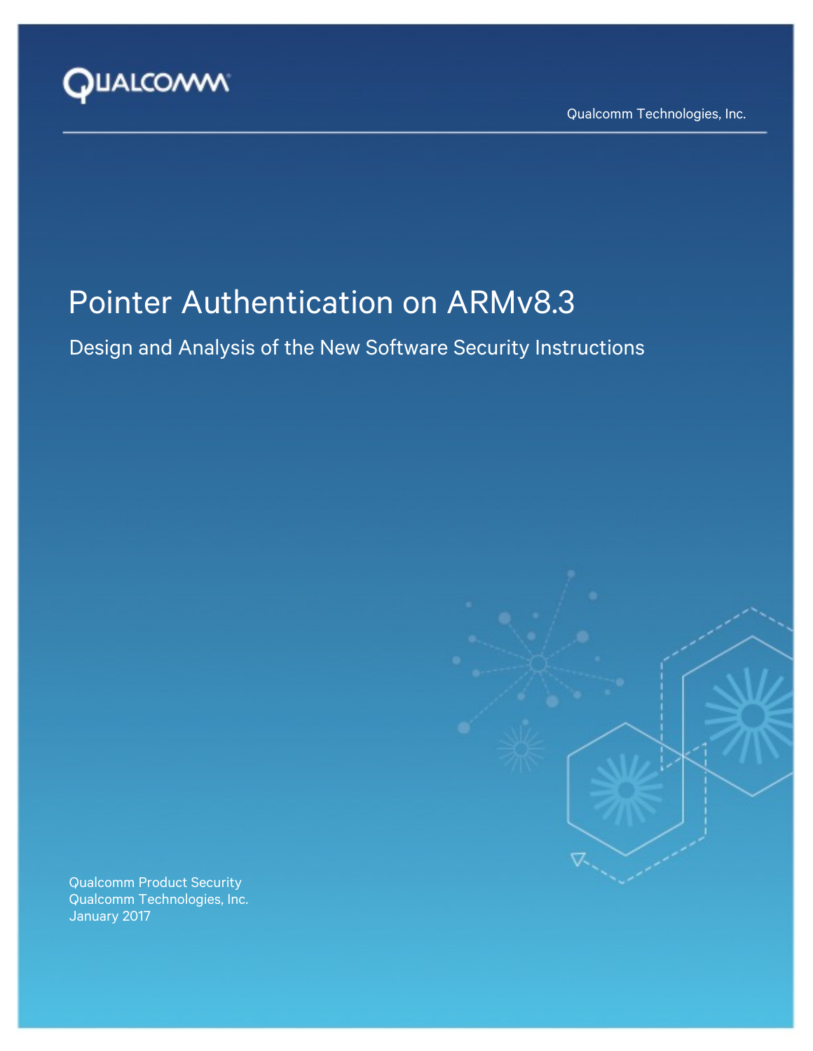Qualcomm Technologies, Inc.

# Pointer Authentication on ARMv8.3

## Design and Analysis of the New Software Security Instructions

Qualcomm Product Security
Qualcomm Technologies, Inc.
January 2017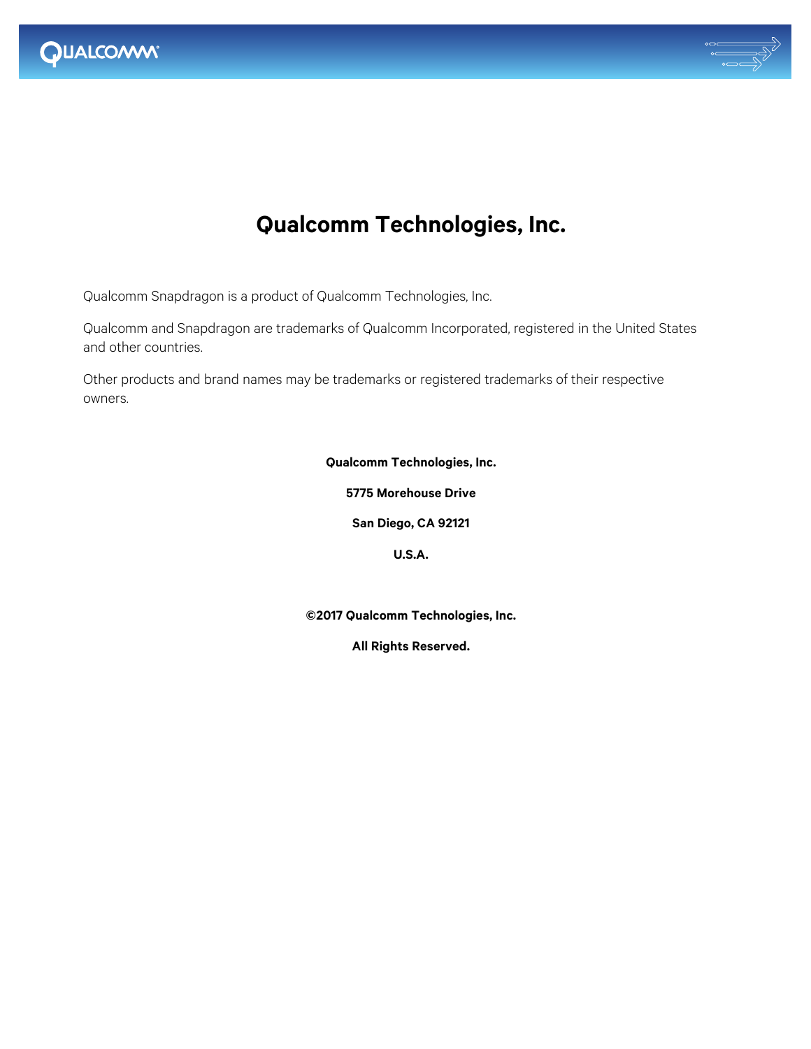# Qualcomm Technologies, Inc.

Qualcomm Snapdragon is a product of Qualcomm Technologies, Inc.

Qualcomm and Snapdragon are trademarks of Qualcomm Incorporated, registered in the United States and other countries.

Other products and brand names may be trademarks or registered trademarks of their respective owners.

**Qualcomm Technologies, Inc.**

**5775 Morehouse Drive**

**San Diego, CA 92121**

**U.S.A.**

**©2017 Qualcomm Technologies, Inc.**

**All Rights Reserved.**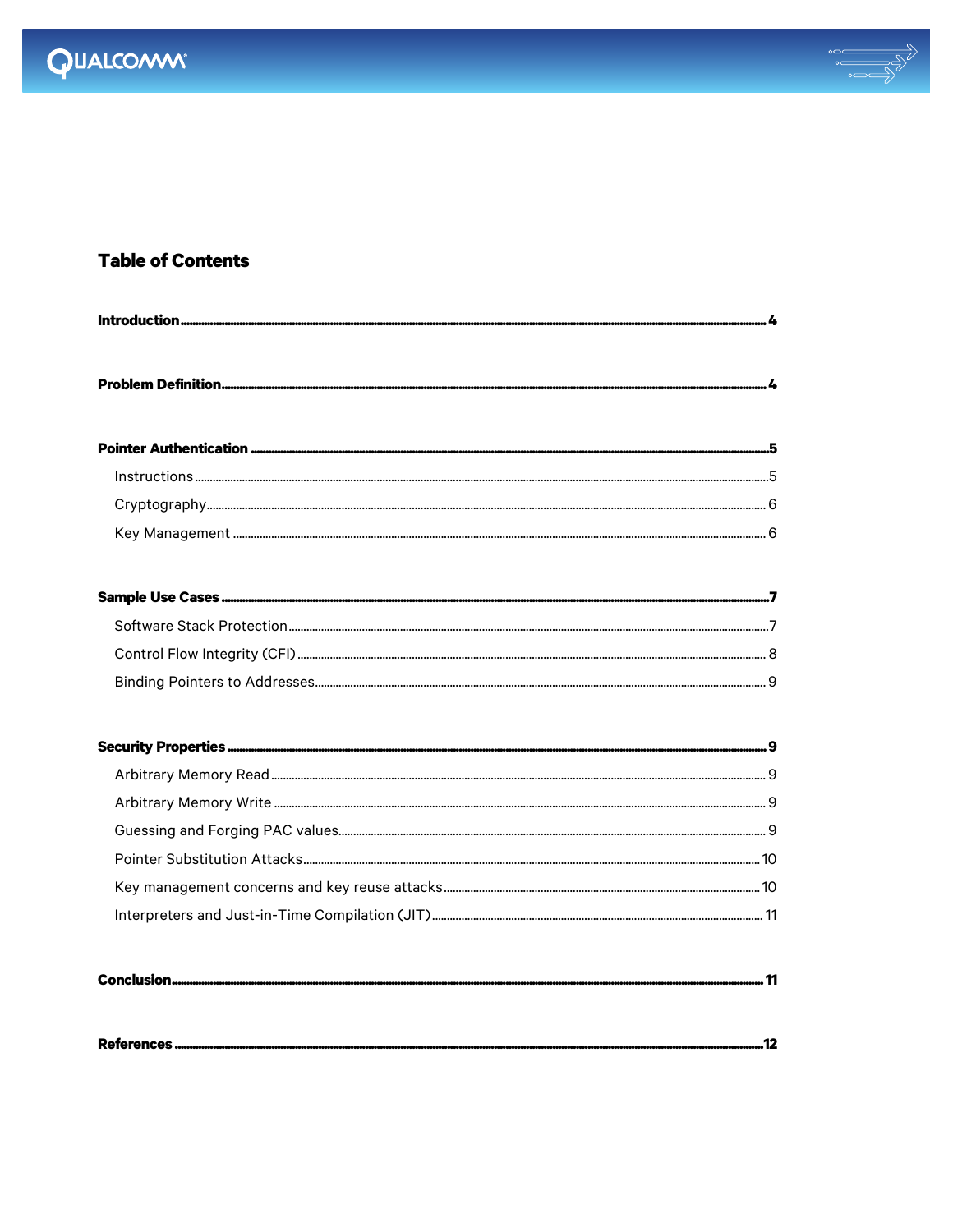# Table of Contents

**Introduction** .......... **4**

**Problem Definition** .......... **4**

**Pointer Authentication** .......... **5**

- Instructions .......... 5
- Cryptography .......... 6
- Key Management .......... 6

**Sample Use Cases** .......... **7**

- Software Stack Protection .......... 7
- Control Flow Integrity (CFI) .......... 8
- Binding Pointers to Addresses .......... 9

**Security Properties** .......... **9**

- Arbitrary Memory Read .......... 9
- Arbitrary Memory Write .......... 9
- Guessing and Forging PAC values .......... 9
- Pointer Substitution Attacks .......... 10
- Key management concerns and key reuse attacks .......... 10
- Interpreters and Just-in-Time Compilation (JIT) .......... 11

**Conclusion** .......... **11**

**References** .......... **12**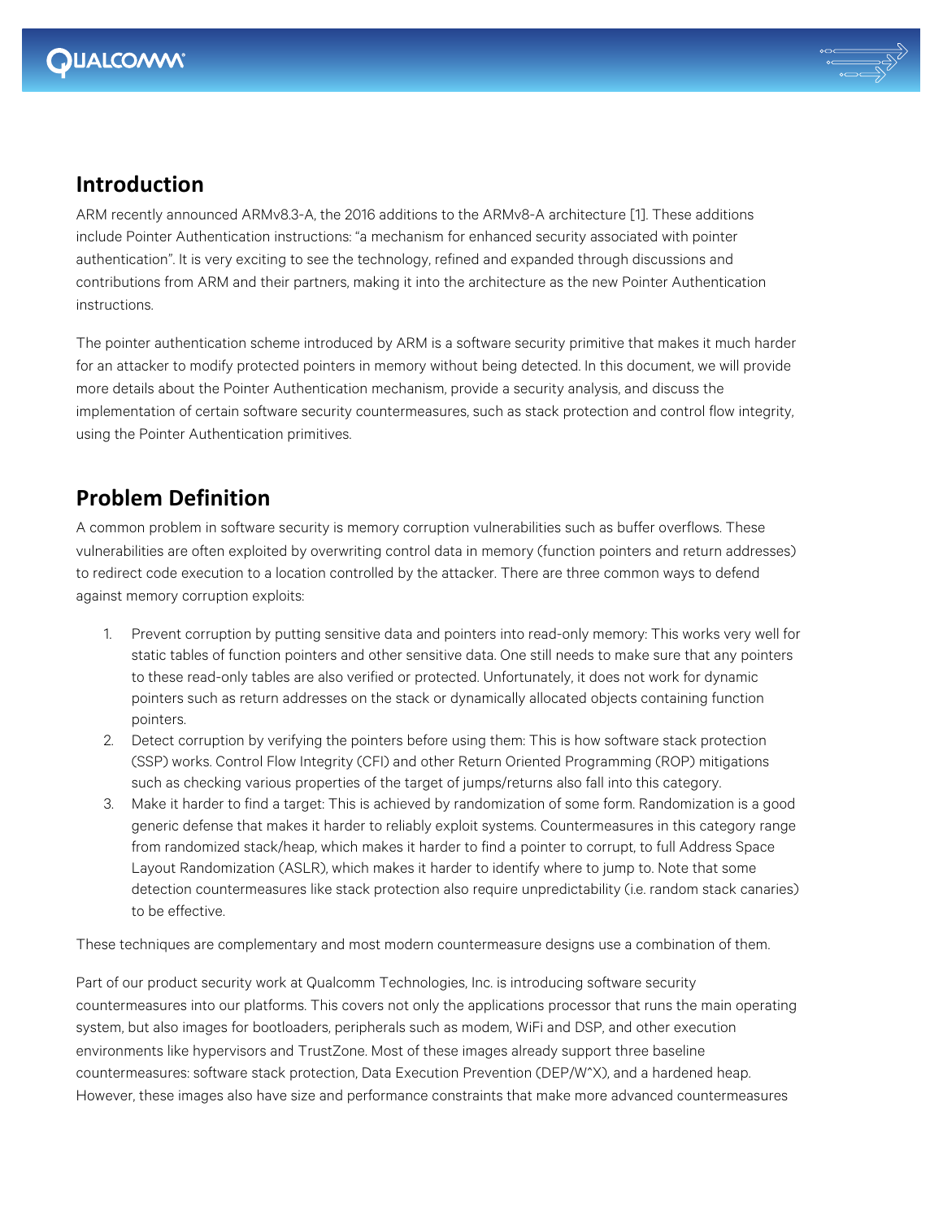## Introduction

ARM recently announced ARMv8.3-A, the 2016 additions to the ARMv8-A architecture [1]. These additions include Pointer Authentication instructions: "a mechanism for enhanced security associated with pointer authentication". It is very exciting to see the technology, refined and expanded through discussions and contributions from ARM and their partners, making it into the architecture as the new Pointer Authentication instructions.

The pointer authentication scheme introduced by ARM is a software security primitive that makes it much harder for an attacker to modify protected pointers in memory without being detected. In this document, we will provide more details about the Pointer Authentication mechanism, provide a security analysis, and discuss the implementation of certain software security countermeasures, such as stack protection and control flow integrity, using the Pointer Authentication primitives.

## Problem Definition

A common problem in software security is memory corruption vulnerabilities such as buffer overflows. These vulnerabilities are often exploited by overwriting control data in memory (function pointers and return addresses) to redirect code execution to a location controlled by the attacker. There are three common ways to defend against memory corruption exploits:

1. Prevent corruption by putting sensitive data and pointers into read-only memory: This works very well for static tables of function pointers and other sensitive data. One still needs to make sure that any pointers to these read-only tables are also verified or protected. Unfortunately, it does not work for dynamic pointers such as return addresses on the stack or dynamically allocated objects containing function pointers.
2. Detect corruption by verifying the pointers before using them: This is how software stack protection (SSP) works. Control Flow Integrity (CFI) and other Return Oriented Programming (ROP) mitigations such as checking various properties of the target of jumps/returns also fall into this category.
3. Make it harder to find a target: This is achieved by randomization of some form. Randomization is a good generic defense that makes it harder to reliably exploit systems. Countermeasures in this category range from randomized stack/heap, which makes it harder to find a pointer to corrupt, to full Address Space Layout Randomization (ASLR), which makes it harder to identify where to jump to. Note that some detection countermeasures like stack protection also require unpredictability (i.e. random stack canaries) to be effective.

These techniques are complementary and most modern countermeasure designs use a combination of them.

Part of our product security work at Qualcomm Technologies, Inc. is introducing software security countermeasures into our platforms. This covers not only the applications processor that runs the main operating system, but also images for bootloaders, peripherals such as modem, WiFi and DSP, and other execution environments like hypervisors and TrustZone. Most of these images already support three baseline countermeasures: software stack protection, Data Execution Prevention (DEP/W^X), and a hardened heap. However, these images also have size and performance constraints that make more advanced countermeasures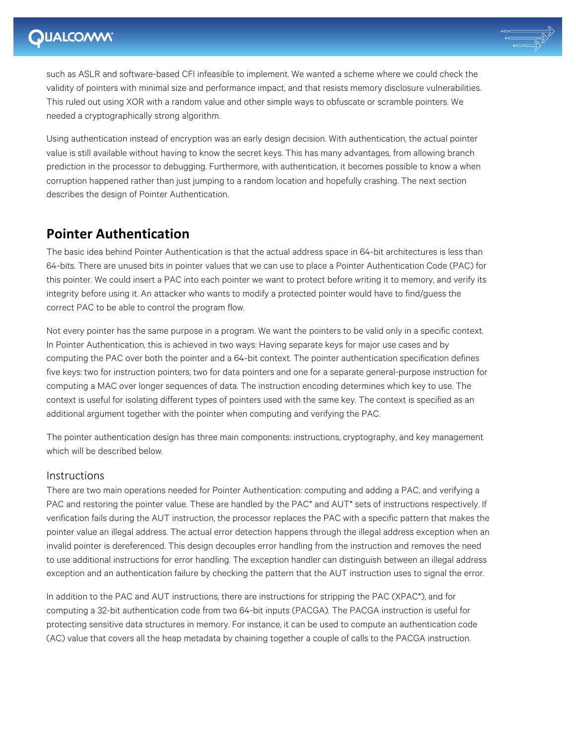such as ASLR and software-based CFI infeasible to implement. We wanted a scheme where we could check the validity of pointers with minimal size and performance impact, and that resists memory disclosure vulnerabilities. This ruled out using XOR with a random value and other simple ways to obfuscate or scramble pointers. We needed a cryptographically strong algorithm.

Using authentication instead of encryption was an early design decision. With authentication, the actual pointer value is still available without having to know the secret keys. This has many advantages, from allowing branch prediction in the processor to debugging. Furthermore, with authentication, it becomes possible to know a when corruption happened rather than just jumping to a random location and hopefully crashing. The next section describes the design of Pointer Authentication.

## Pointer Authentication

The basic idea behind Pointer Authentication is that the actual address space in 64-bit architectures is less than 64-bits. There are unused bits in pointer values that we can use to place a Pointer Authentication Code (PAC) for this pointer. We could insert a PAC into each pointer we want to protect before writing it to memory, and verify its integrity before using it. An attacker who wants to modify a protected pointer would have to find/guess the correct PAC to be able to control the program flow.

Not every pointer has the same purpose in a program. We want the pointers to be valid only in a specific context. In Pointer Authentication, this is achieved in two ways: Having separate keys for major use cases and by computing the PAC over both the pointer and a 64-bit context. The pointer authentication specification defines five keys: two for instruction pointers, two for data pointers and one for a separate general-purpose instruction for computing a MAC over longer sequences of data. The instruction encoding determines which key to use. The context is useful for isolating different types of pointers used with the same key. The context is specified as an additional argument together with the pointer when computing and verifying the PAC.

The pointer authentication design has three main components: instructions, cryptography, and key management which will be described below.

### Instructions

There are two main operations needed for Pointer Authentication: computing and adding a PAC, and verifying a PAC and restoring the pointer value. These are handled by the PAC* and AUT* sets of instructions respectively. If verification fails during the AUT instruction, the processor replaces the PAC with a specific pattern that makes the pointer value an illegal address. The actual error detection happens through the illegal address exception when an invalid pointer is dereferenced. This design decouples error handling from the instruction and removes the need to use additional instructions for error handling. The exception handler can distinguish between an illegal address exception and an authentication failure by checking the pattern that the AUT instruction uses to signal the error.

In addition to the PAC and AUT instructions, there are instructions for stripping the PAC (XPAC*), and for computing a 32-bit authentication code from two 64-bit inputs (PACGA). The PACGA instruction is useful for protecting sensitive data structures in memory. For instance, it can be used to compute an authentication code (AC) value that covers all the heap metadata by chaining together a couple of calls to the PACGA instruction.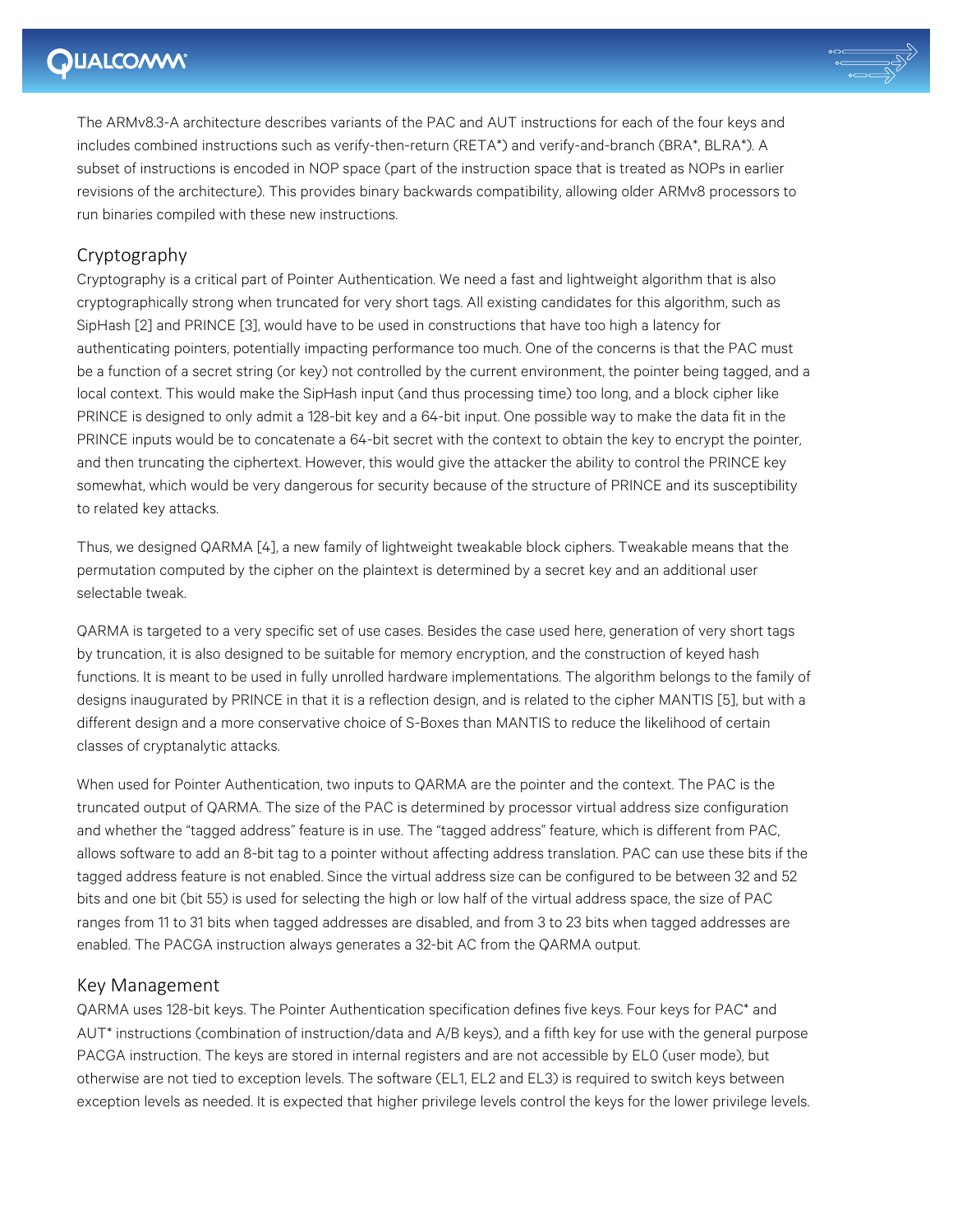The ARMv8.3-A architecture describes variants of the PAC and AUT instructions for each of the four keys and includes combined instructions such as verify-then-return (RETA*) and verify-and-branch (BRA*, BLRA*). A subset of instructions is encoded in NOP space (part of the instruction space that is treated as NOPs in earlier revisions of the architecture). This provides binary backwards compatibility, allowing older ARMv8 processors to run binaries compiled with these new instructions.

## Cryptography

Cryptography is a critical part of Pointer Authentication. We need a fast and lightweight algorithm that is also cryptographically strong when truncated for very short tags. All existing candidates for this algorithm, such as SipHash [2] and PRINCE [3], would have to be used in constructions that have too high a latency for authenticating pointers, potentially impacting performance too much. One of the concerns is that the PAC must be a function of a secret string (or key) not controlled by the current environment, the pointer being tagged, and a local context. This would make the SipHash input (and thus processing time) too long, and a block cipher like PRINCE is designed to only admit a 128-bit key and a 64-bit input. One possible way to make the data fit in the PRINCE inputs would be to concatenate a 64-bit secret with the context to obtain the key to encrypt the pointer, and then truncating the ciphertext. However, this would give the attacker the ability to control the PRINCE key somewhat, which would be very dangerous for security because of the structure of PRINCE and its susceptibility to related key attacks.

Thus, we designed QARMA [4], a new family of lightweight tweakable block ciphers. Tweakable means that the permutation computed by the cipher on the plaintext is determined by a secret key and an additional user selectable tweak.

QARMA is targeted to a very specific set of use cases. Besides the case used here, generation of very short tags by truncation, it is also designed to be suitable for memory encryption, and the construction of keyed hash functions. It is meant to be used in fully unrolled hardware implementations. The algorithm belongs to the family of designs inaugurated by PRINCE in that it is a reflection design, and is related to the cipher MANTIS [5], but with a different design and a more conservative choice of S-Boxes than MANTIS to reduce the likelihood of certain classes of cryptanalytic attacks.

When used for Pointer Authentication, two inputs to QARMA are the pointer and the context. The PAC is the truncated output of QARMA. The size of the PAC is determined by processor virtual address size configuration and whether the "tagged address" feature is in use. The "tagged address" feature, which is different from PAC, allows software to add an 8-bit tag to a pointer without affecting address translation. PAC can use these bits if the tagged address feature is not enabled. Since the virtual address size can be configured to be between 32 and 52 bits and one bit (bit 55) is used for selecting the high or low half of the virtual address space, the size of PAC ranges from 11 to 31 bits when tagged addresses are disabled, and from 3 to 23 bits when tagged addresses are enabled. The PACGA instruction always generates a 32-bit AC from the QARMA output.

## Key Management

QARMA uses 128-bit keys. The Pointer Authentication specification defines five keys. Four keys for PAC* and AUT* instructions (combination of instruction/data and A/B keys), and a fifth key for use with the general purpose PACGA instruction. The keys are stored in internal registers and are not accessible by EL0 (user mode), but otherwise are not tied to exception levels. The software (EL1, EL2 and EL3) is required to switch keys between exception levels as needed. It is expected that higher privilege levels control the keys for the lower privilege levels.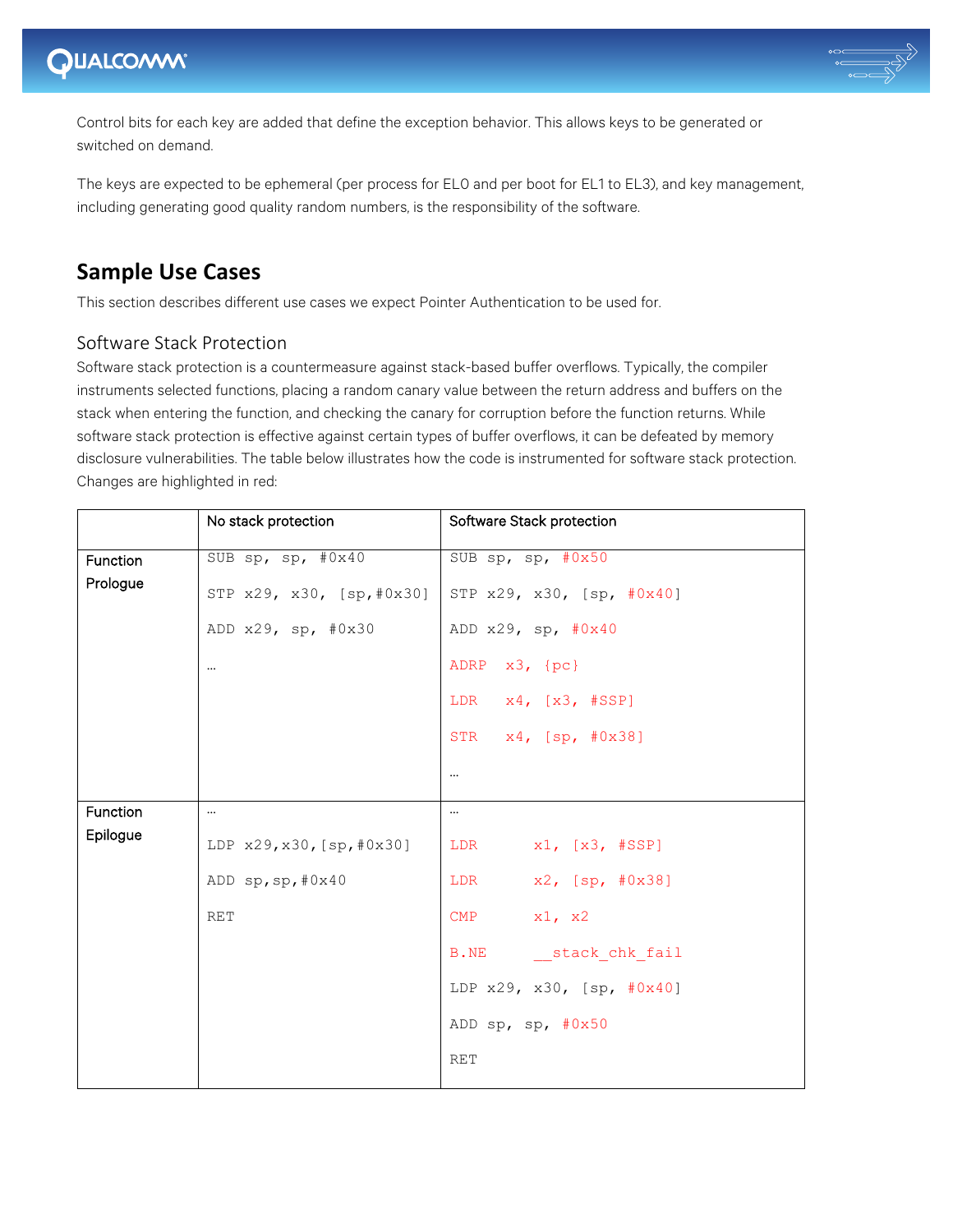Control bits for each key are added that define the exception behavior. This allows keys to be generated or switched on demand.

The keys are expected to be ephemeral (per process for EL0 and per boot for EL1 to EL3), and key management, including generating good quality random numbers, is the responsibility of the software.

## Sample Use Cases

This section describes different use cases we expect Pointer Authentication to be used for.

### Software Stack Protection

Software stack protection is a countermeasure against stack-based buffer overflows. Typically, the compiler instruments selected functions, placing a random canary value between the return address and buffers on the stack when entering the function, and checking the canary for corruption before the function returns. While software stack protection is effective against certain types of buffer overflows, it can be defeated by memory disclosure vulnerabilities. The table below illustrates how the code is instrumented for software stack protection. Changes are highlighted in red:

| | No stack protection | Software Stack protection |
|---|---|---|
| Function Prologue | `SUB sp, sp, #0x40`<br>`STP x29, x30, [sp,#0x30]`<br>`ADD x29, sp, #0x30`<br>… | `SUB sp, sp, #0x50`<br>`STP x29, x30, [sp, #0x40]`<br>`ADD x29, sp, #0x40`<br>`ADRP x3, {pc}`<br>`LDR x4, [x3, #SSP]`<br>`STR x4, [sp, #0x38]`<br>… |
| Function Epilogue | …<br>`LDP x29,x30,[sp,#0x30]`<br>`ADD sp,sp,#0x40`<br>`RET` | …<br>`LDR x1, [x3, #SSP]`<br>`LDR x2, [sp, #0x38]`<br>`CMP x1, x2`<br>`B.NE __stack_chk_fail`<br>`LDP x29, x30, [sp, #0x40]`<br>`ADD sp, sp, #0x50`<br>`RET` |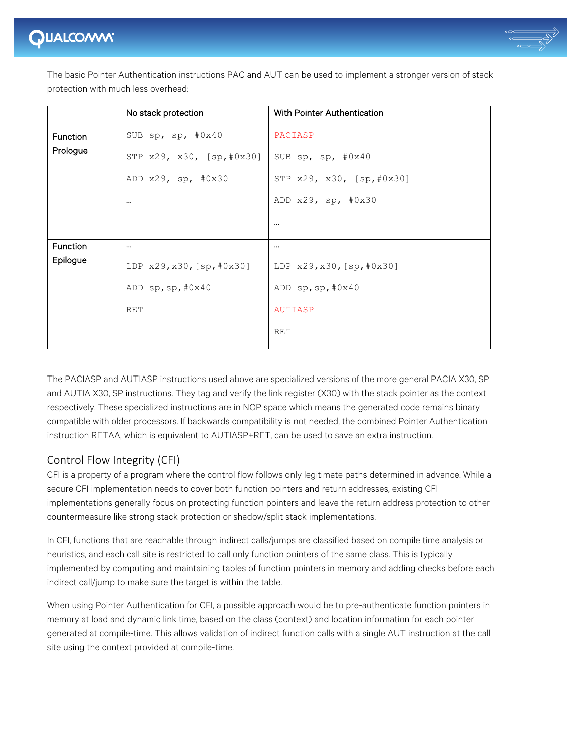The basic Pointer Authentication instructions PAC and AUT can be used to implement a stronger version of stack protection with much less overhead:

| | No stack protection | With Pointer Authentication |
|---|---|---|
| Function Prologue | SUB sp, sp, #0x40<br><br>STP x29, x30, [sp,#0x30]<br><br>ADD x29, sp, #0x30<br><br>… | PACIASP<br><br>SUB sp, sp, #0x40<br><br>STP x29, x30, [sp,#0x30]<br><br>ADD x29, sp, #0x30<br><br>… |
| Function Epilogue | …<br><br>LDP x29,x30,[sp,#0x30]<br><br>ADD sp,sp,#0x40<br><br>RET | …<br><br>LDP x29,x30,[sp,#0x30]<br><br>ADD sp,sp,#0x40<br><br>AUTIASP<br><br>RET |

The PACIASP and AUTIASP instructions used above are specialized versions of the more general PACIA X30, SP and AUTIA X30, SP instructions. They tag and verify the link register (X30) with the stack pointer as the context respectively. These specialized instructions are in NOP space which means the generated code remains binary compatible with older processors. If backwards compatibility is not needed, the combined Pointer Authentication instruction RETAA, which is equivalent to AUTIASP+RET, can be used to save an extra instruction.

## Control Flow Integrity (CFI)

CFI is a property of a program where the control flow follows only legitimate paths determined in advance. While a secure CFI implementation needs to cover both function pointers and return addresses, existing CFI implementations generally focus on protecting function pointers and leave the return address protection to other countermeasure like strong stack protection or shadow/split stack implementations.

In CFI, functions that are reachable through indirect calls/jumps are classified based on compile time analysis or heuristics, and each call site is restricted to call only function pointers of the same class. This is typically implemented by computing and maintaining tables of function pointers in memory and adding checks before each indirect call/jump to make sure the target is within the table.

When using Pointer Authentication for CFI, a possible approach would be to pre-authenticate function pointers in memory at load and dynamic link time, based on the class (context) and location information for each pointer generated at compile-time. This allows validation of indirect function calls with a single AUT instruction at the call site using the context provided at compile-time.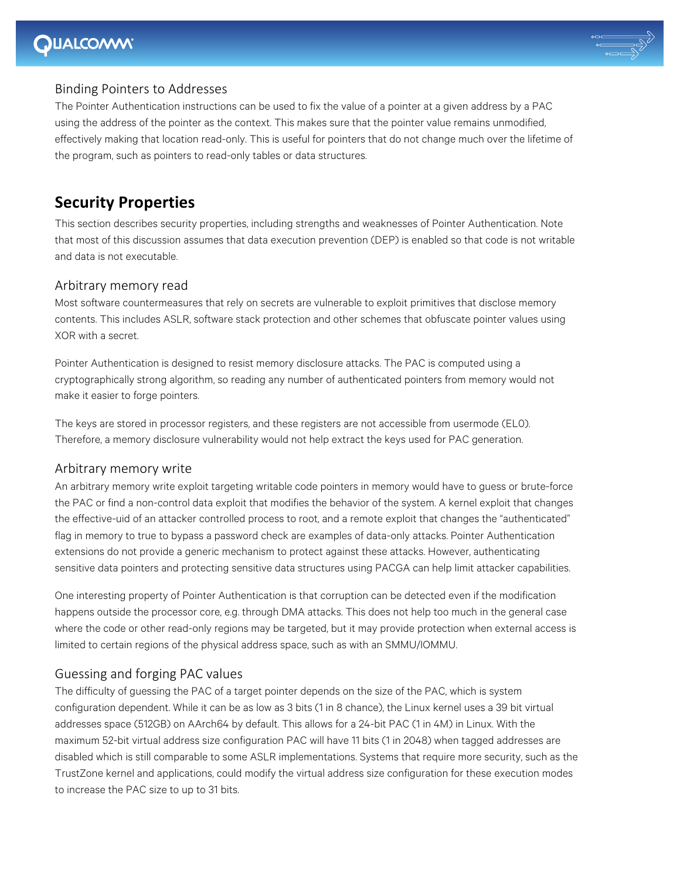### Binding Pointers to Addresses

The Pointer Authentication instructions can be used to fix the value of a pointer at a given address by a PAC using the address of the pointer as the context. This makes sure that the pointer value remains unmodified, effectively making that location read-only. This is useful for pointers that do not change much over the lifetime of the program, such as pointers to read-only tables or data structures.

## Security Properties

This section describes security properties, including strengths and weaknesses of Pointer Authentication. Note that most of this discussion assumes that data execution prevention (DEP) is enabled so that code is not writable and data is not executable.

### Arbitrary memory read

Most software countermeasures that rely on secrets are vulnerable to exploit primitives that disclose memory contents. This includes ASLR, software stack protection and other schemes that obfuscate pointer values using XOR with a secret.

Pointer Authentication is designed to resist memory disclosure attacks. The PAC is computed using a cryptographically strong algorithm, so reading any number of authenticated pointers from memory would not make it easier to forge pointers.

The keys are stored in processor registers, and these registers are not accessible from usermode (EL0). Therefore, a memory disclosure vulnerability would not help extract the keys used for PAC generation.

### Arbitrary memory write

An arbitrary memory write exploit targeting writable code pointers in memory would have to guess or brute-force the PAC or find a non-control data exploit that modifies the behavior of the system. A kernel exploit that changes the effective-uid of an attacker controlled process to root, and a remote exploit that changes the "authenticated" flag in memory to true to bypass a password check are examples of data-only attacks. Pointer Authentication extensions do not provide a generic mechanism to protect against these attacks. However, authenticating sensitive data pointers and protecting sensitive data structures using PACGA can help limit attacker capabilities.

One interesting property of Pointer Authentication is that corruption can be detected even if the modification happens outside the processor core, e.g. through DMA attacks. This does not help too much in the general case where the code or other read-only regions may be targeted, but it may provide protection when external access is limited to certain regions of the physical address space, such as with an SMMU/IOMMU.

### Guessing and forging PAC values

The difficulty of guessing the PAC of a target pointer depends on the size of the PAC, which is system configuration dependent. While it can be as low as 3 bits (1 in 8 chance), the Linux kernel uses a 39 bit virtual addresses space (512GB) on AArch64 by default. This allows for a 24-bit PAC (1 in 4M) in Linux. With the maximum 52-bit virtual address size configuration PAC will have 11 bits (1 in 2048) when tagged addresses are disabled which is still comparable to some ASLR implementations. Systems that require more security, such as the TrustZone kernel and applications, could modify the virtual address size configuration for these execution modes to increase the PAC size to up to 31 bits.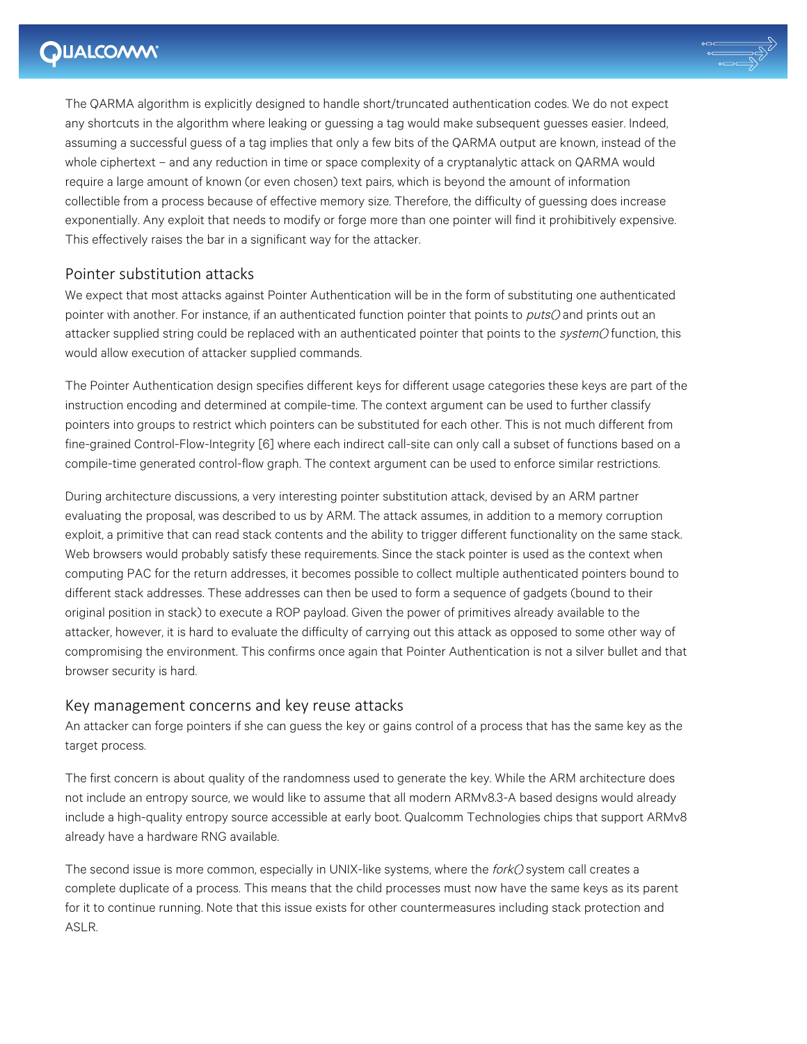The QARMA algorithm is explicitly designed to handle short/truncated authentication codes. We do not expect any shortcuts in the algorithm where leaking or guessing a tag would make subsequent guesses easier. Indeed, assuming a successful guess of a tag implies that only a few bits of the QARMA output are known, instead of the whole ciphertext – and any reduction in time or space complexity of a cryptanalytic attack on QARMA would require a large amount of known (or even chosen) text pairs, which is beyond the amount of information collectible from a process because of effective memory size. Therefore, the difficulty of guessing does increase exponentially. Any exploit that needs to modify or forge more than one pointer will find it prohibitively expensive. This effectively raises the bar in a significant way for the attacker.

## Pointer substitution attacks

We expect that most attacks against Pointer Authentication will be in the form of substituting one authenticated pointer with another. For instance, if an authenticated function pointer that points to *puts()* and prints out an attacker supplied string could be replaced with an authenticated pointer that points to the *system()* function, this would allow execution of attacker supplied commands.

The Pointer Authentication design specifies different keys for different usage categories these keys are part of the instruction encoding and determined at compile-time. The context argument can be used to further classify pointers into groups to restrict which pointers can be substituted for each other. This is not much different from fine-grained Control-Flow-Integrity [6] where each indirect call-site can only call a subset of functions based on a compile-time generated control-flow graph. The context argument can be used to enforce similar restrictions.

During architecture discussions, a very interesting pointer substitution attack, devised by an ARM partner evaluating the proposal, was described to us by ARM. The attack assumes, in addition to a memory corruption exploit, a primitive that can read stack contents and the ability to trigger different functionality on the same stack. Web browsers would probably satisfy these requirements. Since the stack pointer is used as the context when computing PAC for the return addresses, it becomes possible to collect multiple authenticated pointers bound to different stack addresses. These addresses can then be used to form a sequence of gadgets (bound to their original position in stack) to execute a ROP payload. Given the power of primitives already available to the attacker, however, it is hard to evaluate the difficulty of carrying out this attack as opposed to some other way of compromising the environment. This confirms once again that Pointer Authentication is not a silver bullet and that browser security is hard.

## Key management concerns and key reuse attacks

An attacker can forge pointers if she can guess the key or gains control of a process that has the same key as the target process.

The first concern is about quality of the randomness used to generate the key. While the ARM architecture does not include an entropy source, we would like to assume that all modern ARMv8.3-A based designs would already include a high-quality entropy source accessible at early boot. Qualcomm Technologies chips that support ARMv8 already have a hardware RNG available.

The second issue is more common, especially in UNIX-like systems, where the *fork()* system call creates a complete duplicate of a process. This means that the child processes must now have the same keys as its parent for it to continue running. Note that this issue exists for other countermeasures including stack protection and ASLR.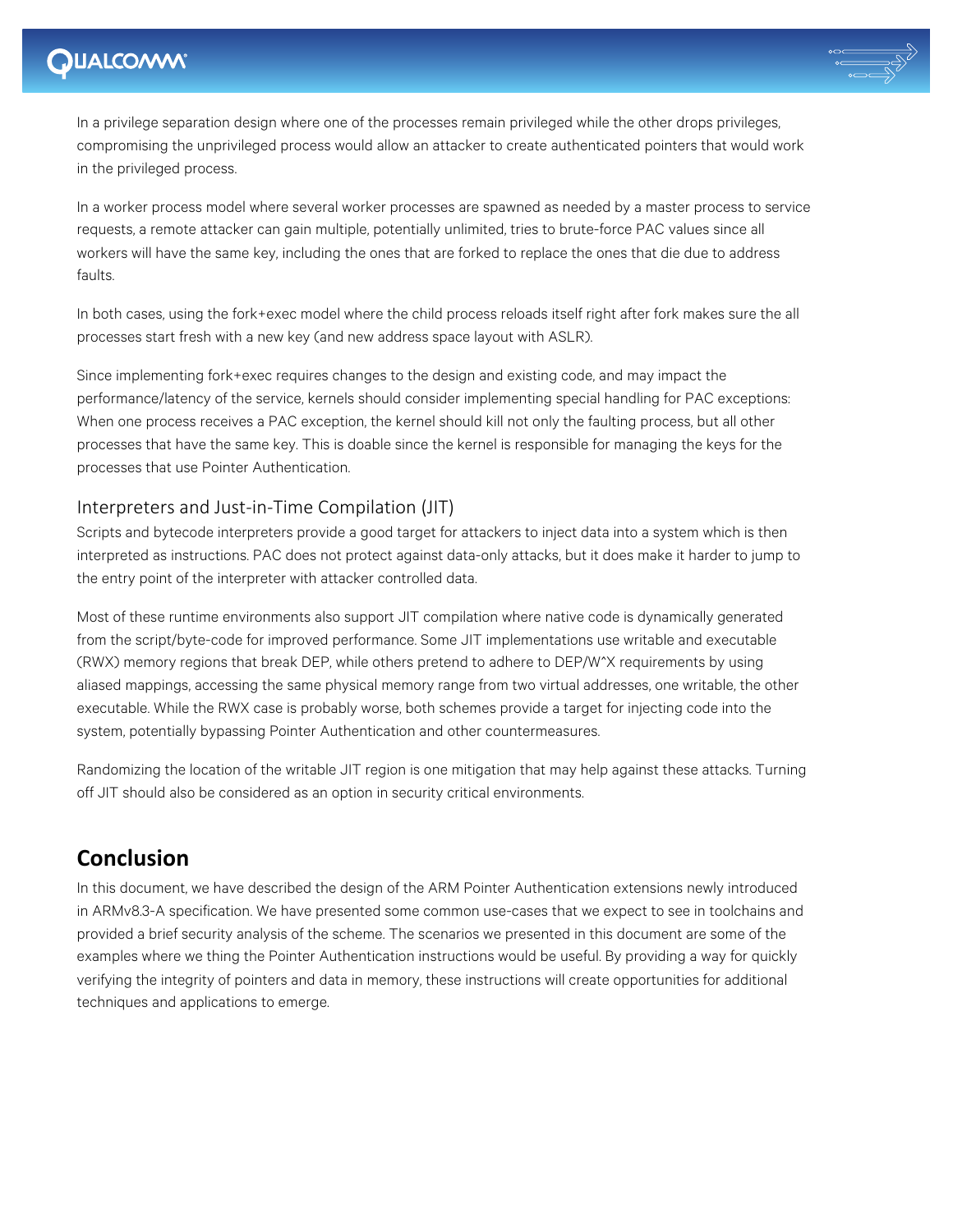In a privilege separation design where one of the processes remain privileged while the other drops privileges, compromising the unprivileged process would allow an attacker to create authenticated pointers that would work in the privileged process.

In a worker process model where several worker processes are spawned as needed by a master process to service requests, a remote attacker can gain multiple, potentially unlimited, tries to brute-force PAC values since all workers will have the same key, including the ones that are forked to replace the ones that die due to address faults.

In both cases, using the fork+exec model where the child process reloads itself right after fork makes sure the all processes start fresh with a new key (and new address space layout with ASLR).

Since implementing fork+exec requires changes to the design and existing code, and may impact the performance/latency of the service, kernels should consider implementing special handling for PAC exceptions: When one process receives a PAC exception, the kernel should kill not only the faulting process, but all other processes that have the same key. This is doable since the kernel is responsible for managing the keys for the processes that use Pointer Authentication.

### Interpreters and Just-in-Time Compilation (JIT)

Scripts and bytecode interpreters provide a good target for attackers to inject data into a system which is then interpreted as instructions. PAC does not protect against data-only attacks, but it does make it harder to jump to the entry point of the interpreter with attacker controlled data.

Most of these runtime environments also support JIT compilation where native code is dynamically generated from the script/byte-code for improved performance. Some JIT implementations use writable and executable (RWX) memory regions that break DEP, while others pretend to adhere to DEP/W^X requirements by using aliased mappings, accessing the same physical memory range from two virtual addresses, one writable, the other executable. While the RWX case is probably worse, both schemes provide a target for injecting code into the system, potentially bypassing Pointer Authentication and other countermeasures.

Randomizing the location of the writable JIT region is one mitigation that may help against these attacks. Turning off JIT should also be considered as an option in security critical environments.

## Conclusion

In this document, we have described the design of the ARM Pointer Authentication extensions newly introduced in ARMv8.3-A specification. We have presented some common use-cases that we expect to see in toolchains and provided a brief security analysis of the scheme. The scenarios we presented in this document are some of the examples where we thing the Pointer Authentication instructions would be useful. By providing a way for quickly verifying the integrity of pointers and data in memory, these instructions will create opportunities for additional techniques and applications to emerge.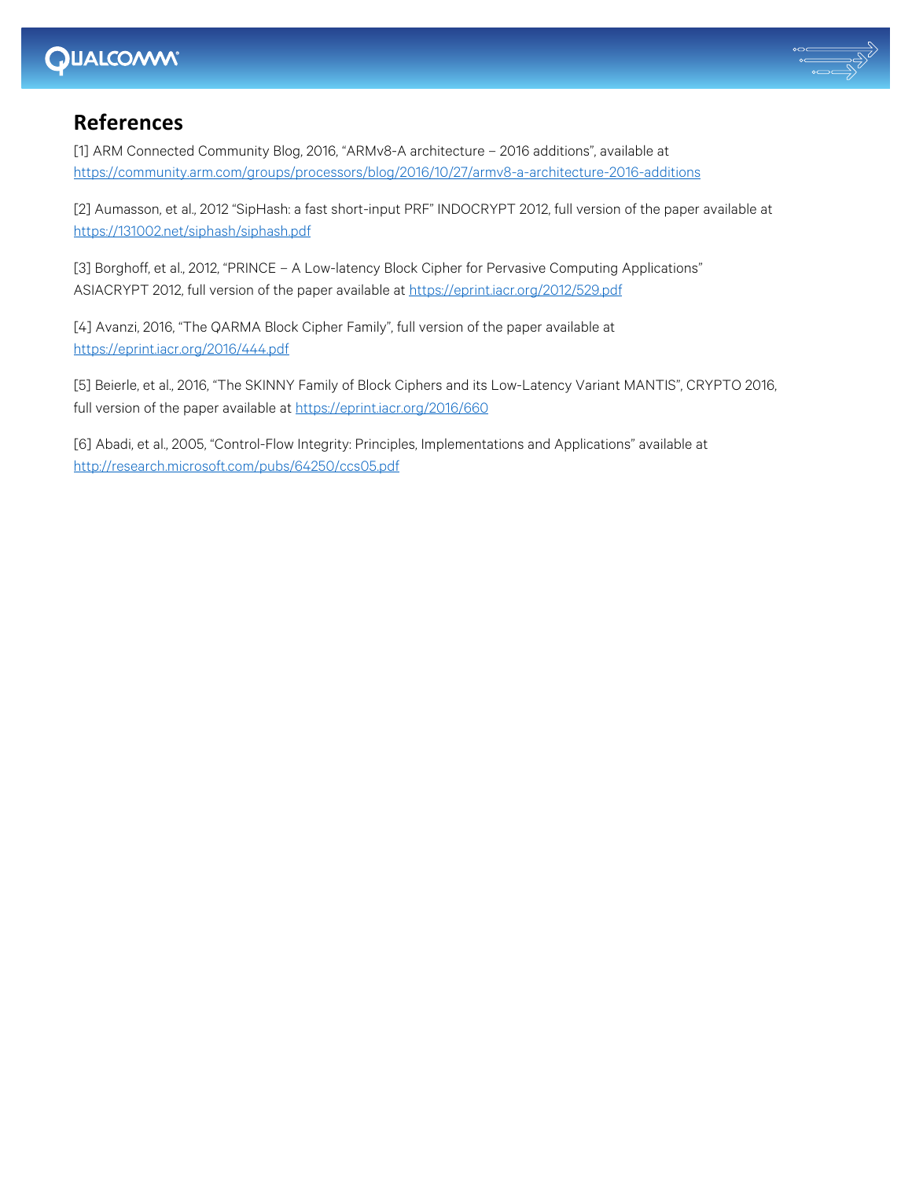## References

[1] ARM Connected Community Blog, 2016, "ARMv8-A architecture – 2016 additions", available at https://community.arm.com/groups/processors/blog/2016/10/27/armv8-a-architecture-2016-additions

[2] Aumasson, et al., 2012 "SipHash: a fast short-input PRF" INDOCRYPT 2012, full version of the paper available at https://131002.net/siphash/siphash.pdf

[3] Borghoff, et al., 2012, "PRINCE – A Low-latency Block Cipher for Pervasive Computing Applications" ASIACRYPT 2012, full version of the paper available at https://eprint.iacr.org/2012/529.pdf

[4] Avanzi, 2016, "The QARMA Block Cipher Family", full version of the paper available at https://eprint.iacr.org/2016/444.pdf

[5] Beierle, et al., 2016, "The SKINNY Family of Block Ciphers and its Low-Latency Variant MANTIS", CRYPTO 2016, full version of the paper available at https://eprint.iacr.org/2016/660

[6] Abadi, et al., 2005, "Control-Flow Integrity: Principles, Implementations and Applications" available at http://research.microsoft.com/pubs/64250/ccs05.pdf